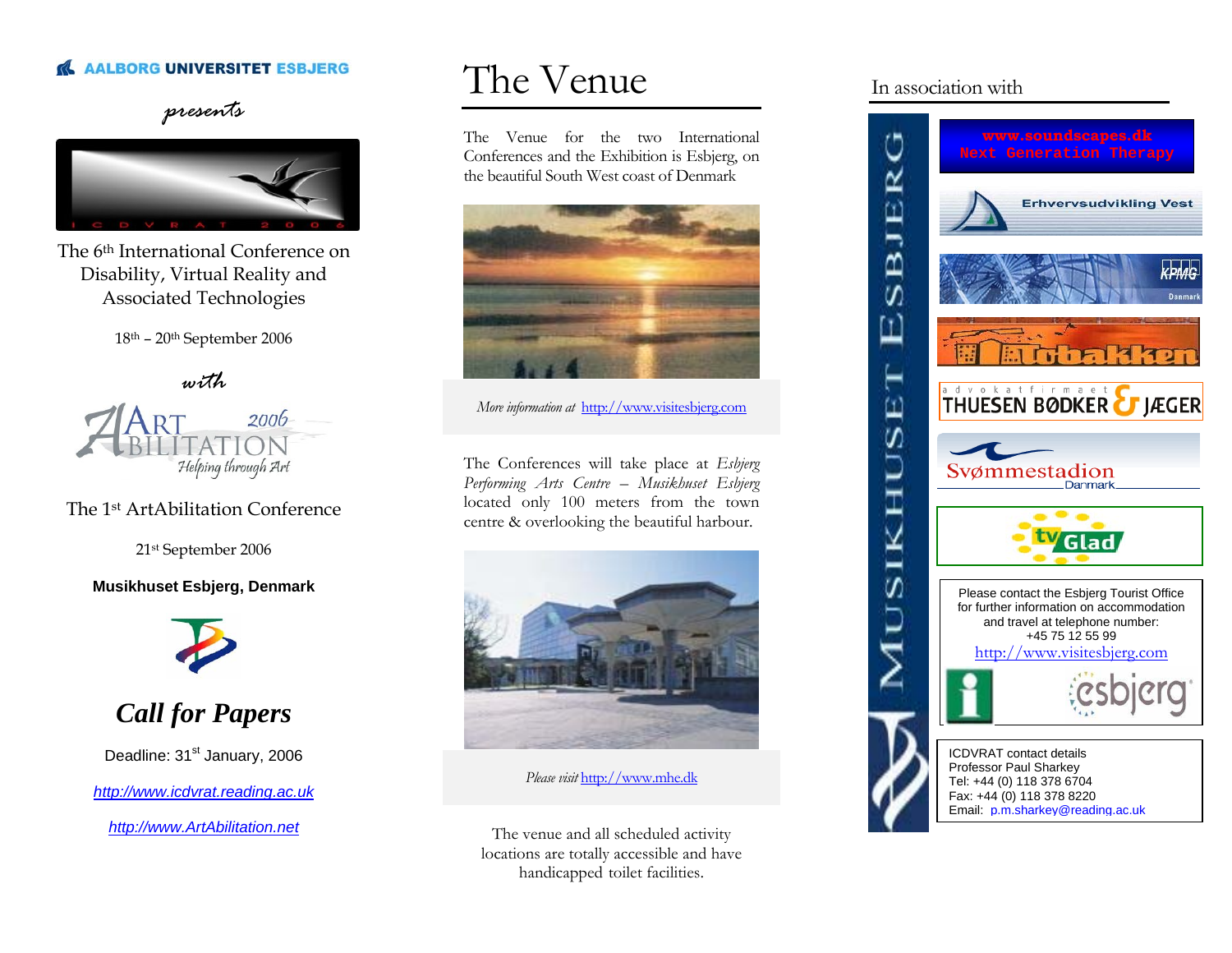AALBORG UNIVERSITET ESBJERG

*presents*

I C D V R A T 2 0 0 6

The 6th International Conference on Disability, Virtual Reality and Associated Technologies

18th – 20th September 2006

*with*

ARTABILITATION 2006
*Helping through Art*

The 1st ArtAbilitation Conference

21st September 2006

**Musikhuset Esbjerg, Denmark**

## *Call for Papers*

Deadline: 31st January, 2006

*http://www.icdvrat.reading.ac.uk*

*http://www.ArtAbilitation.net*

# The Venue

The Venue for the two International Conferences and the Exhibition is Esbjerg, on the beautiful South West coast of Denmark

*More information at* http://www.visitesbjerg.com

The Conferences will take place at *Esbjerg Performing Arts Centre – Musikhuset Esbjerg* located only 100 meters from the town centre & overlooking the beautiful harbour.

*Please visit* http://www.mhe.dk

The venue and all scheduled activity locations are totally accessible and have handicapped toilet facilities.

## In association with

MUSIKHUSET ESBJERG

www.soundscapes.dk
Next Generation Therapy

Erhvervsudvikling Vest

KPMG Danmark

Tobakken

advokatfirmaet THUESEN BØDKER & JÆGER

Svømmestadion Danmark

tv Glad

Please contact the Esbjerg Tourist Office for further information on accommodation and travel at telephone number: +45 75 12 55 99

http://www.visitesbjerg.com

esbjerg

ICDVRAT contact details
Professor Paul Sharkey
Tel: +44 (0) 118 378 6704
Fax: +44 (0) 118 378 8220
Email: p.m.sharkey@reading.ac.uk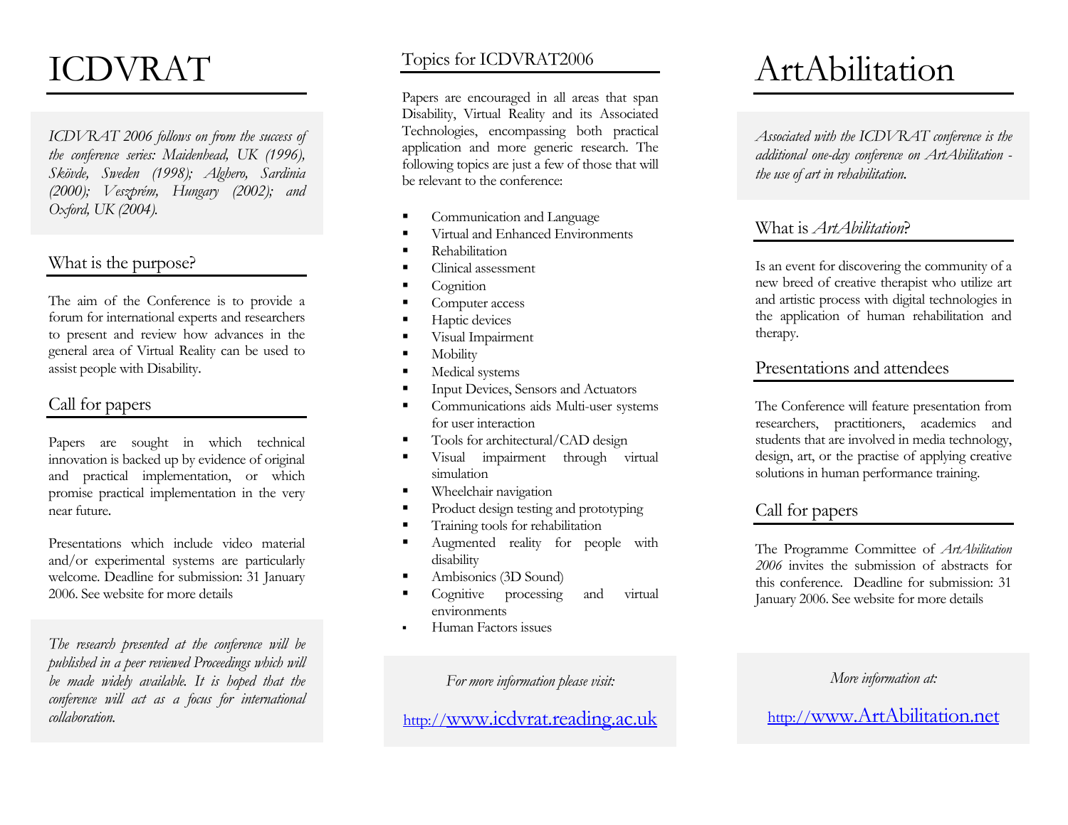# ICDVRAT

*ICDVRAT 2006 follows on from the success of the conference series: Maidenhead, UK (1996), Skövde, Sweden (1998); Alghero, Sardinia (2000); Veszprém, Hungary (2002); and Oxford, UK (2004).*

## What is the purpose?

The aim of the Conference is to provide a forum for international experts and researchers to present and review how advances in the general area of Virtual Reality can be used to assist people with Disability.

## Call for papers

Papers are sought in which technical innovation is backed up by evidence of original and practical implementation, or which promise practical implementation in the very near future.

Presentations which include video material and/or experimental systems are particularly welcome. Deadline for submission: 31 January 2006. See website for more details

*The research presented at the conference will be published in a peer reviewed Proceedings which will be made widely available. It is hoped that the conference will act as a focus for international collaboration.*

## Topics for ICDVRAT2006

Papers are encouraged in all areas that span Disability, Virtual Reality and its Associated Technologies, encompassing both practical application and more generic research. The following topics are just a few of those that will be relevant to the conference:

- Communication and Language
- Virtual and Enhanced Environments
- Rehabilitation
- Clinical assessment
- Cognition
- Computer access
- Haptic devices
- Visual Impairment
- Mobility
- Medical systems
- Input Devices, Sensors and Actuators
- Communications aids Multi-user systems for user interaction
- Tools for architectural/CAD design
- Visual impairment through virtual simulation
- Wheelchair navigation
- Product design testing and prototyping
- Training tools for rehabilitation
- Augmented reality for people with disability
- Ambisonics (3D Sound)
- Cognitive processing and virtual environments
- Human Factors issues

*For more information please visit:*

http://www.icdvrat.reading.ac.uk

# ArtAbilitation

*Associated with the ICDVRAT conference is the additional one-day conference on ArtAbilitation - the use of art in rehabilitation.*

## What is *ArtAbilitation*?

Is an event for discovering the community of a new breed of creative therapist who utilize art and artistic process with digital technologies in the application of human rehabilitation and therapy.

## Presentations and attendees

The Conference will feature presentation from researchers, practitioners, academics and students that are involved in media technology, design, art, or the practise of applying creative solutions in human performance training.

## Call for papers

The Programme Committee of *ArtAbilitation 2006* invites the submission of abstracts for this conference. Deadline for submission: 31 January 2006. See website for more details

*More information at:*

http://www.ArtAbilitation.net